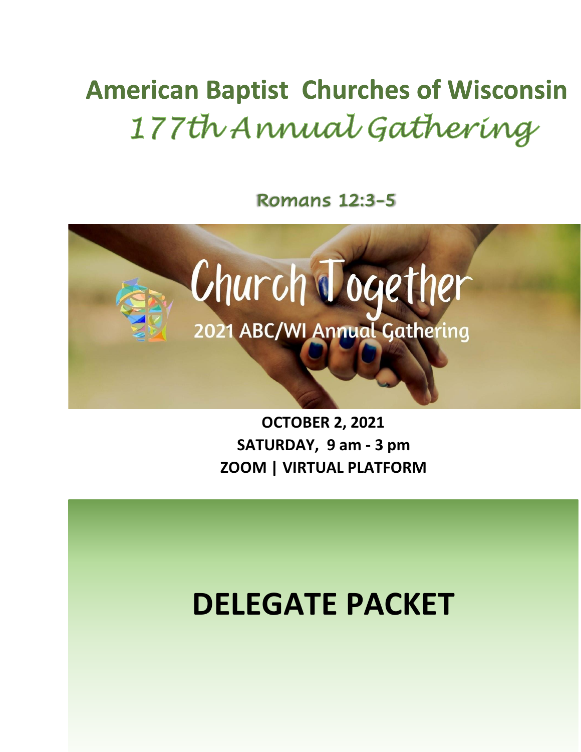# American Baptist Churches of Wisconsin

## *177th Annual Gathering*

**Romans 12:3-5**

Church Together

2021 ABC/WI Annual Gathering

**OCTOBER 2, 2021**
**SATURDAY, 9 am - 3 pm**
**ZOOM | VIRTUAL PLATFORM**

# DELEGATE PACKET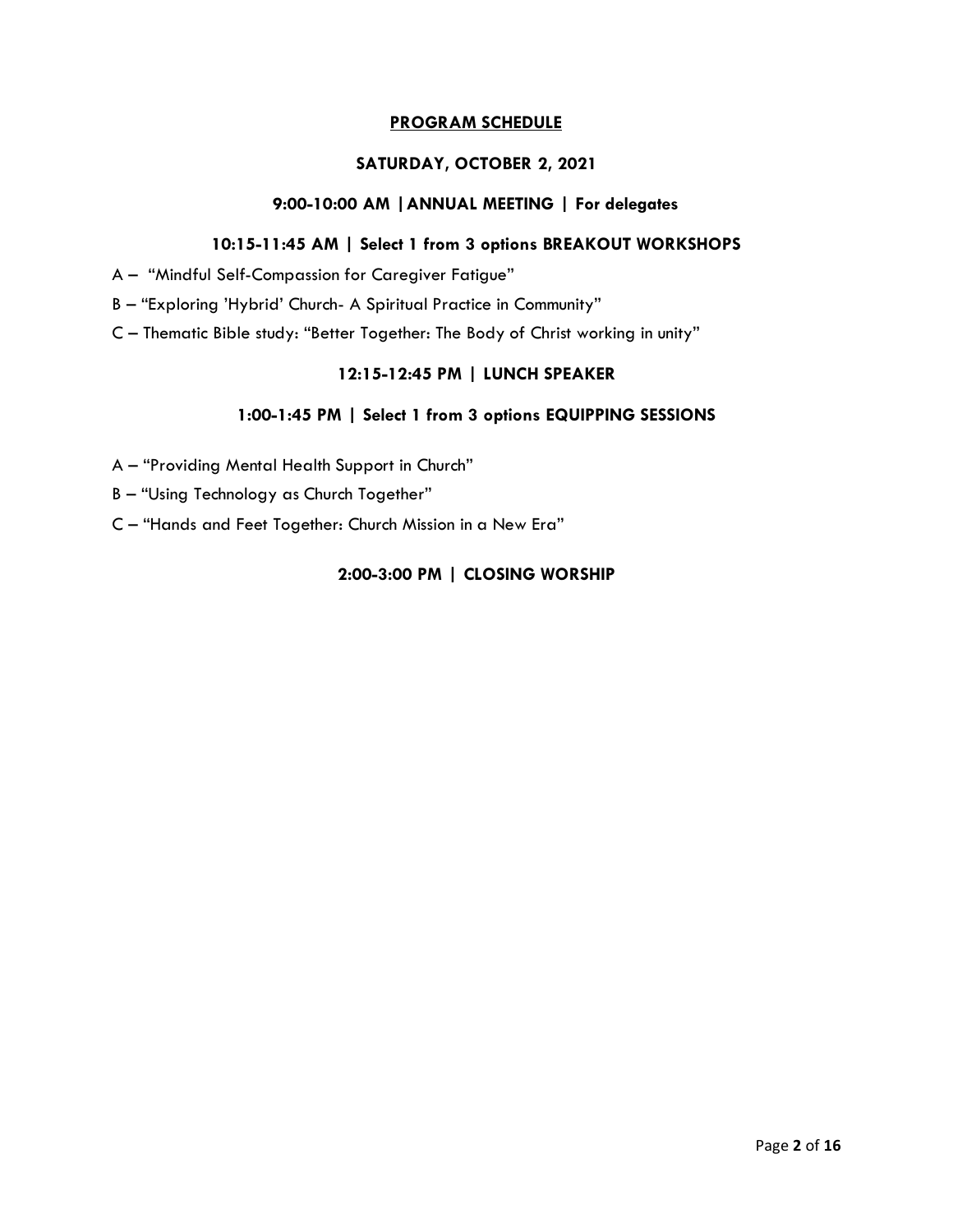## PROGRAM SCHEDULE

### SATURDAY, OCTOBER 2, 2021

**9:00-10:00 AM | ANNUAL MEETING | For delegates**

**10:15-11:45 AM | Select 1 from 3 options BREAKOUT WORKSHOPS**

A – "Mindful Self-Compassion for Caregiver Fatigue"

B – "Exploring 'Hybrid' Church- A Spiritual Practice in Community"

C – Thematic Bible study: "Better Together: The Body of Christ working in unity"

**12:15-12:45 PM | LUNCH SPEAKER**

**1:00-1:45 PM | Select 1 from 3 options EQUIPPING SESSIONS**

A – "Providing Mental Health Support in Church"

B – "Using Technology as Church Together"

C – "Hands and Feet Together: Church Mission in a New Era"

**2:00-3:00 PM | CLOSING WORSHIP**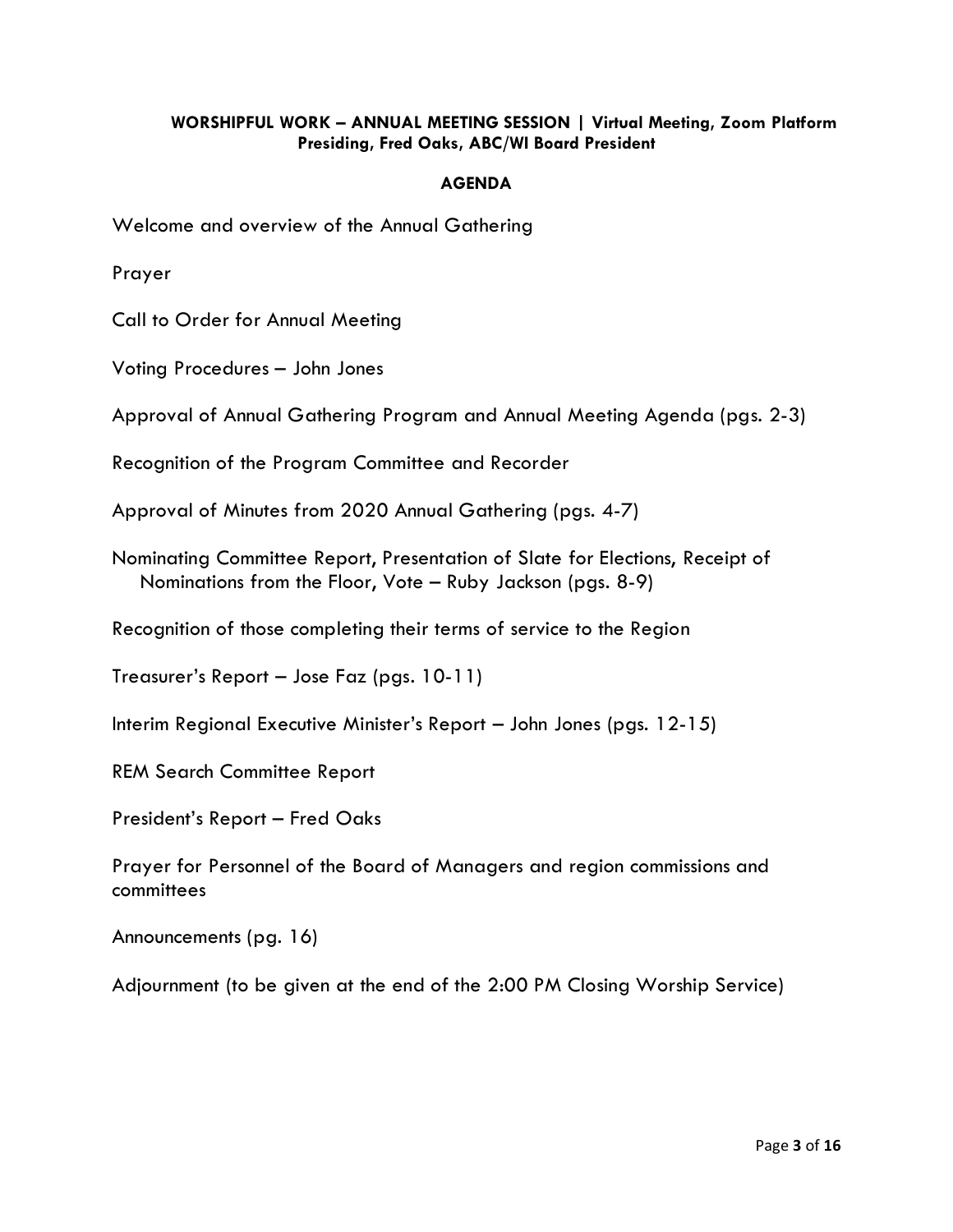**WORSHIPFUL WORK – ANNUAL MEETING SESSION | Virtual Meeting, Zoom Platform**
**Presiding, Fred Oaks, ABC/WI Board President**

## AGENDA

Welcome and overview of the Annual Gathering

Prayer

Call to Order for Annual Meeting

Voting Procedures – John Jones

Approval of Annual Gathering Program and Annual Meeting Agenda (pgs. 2-3)

Recognition of the Program Committee and Recorder

Approval of Minutes from 2020 Annual Gathering (pgs. 4-7)

Nominating Committee Report, Presentation of Slate for Elections, Receipt of Nominations from the Floor, Vote – Ruby Jackson (pgs. 8-9)

Recognition of those completing their terms of service to the Region

Treasurer's Report – Jose Faz (pgs. 10-11)

Interim Regional Executive Minister's Report – John Jones (pgs. 12-15)

REM Search Committee Report

President's Report – Fred Oaks

Prayer for Personnel of the Board of Managers and region commissions and committees

Announcements (pg. 16)

Adjournment (to be given at the end of the 2:00 PM Closing Worship Service)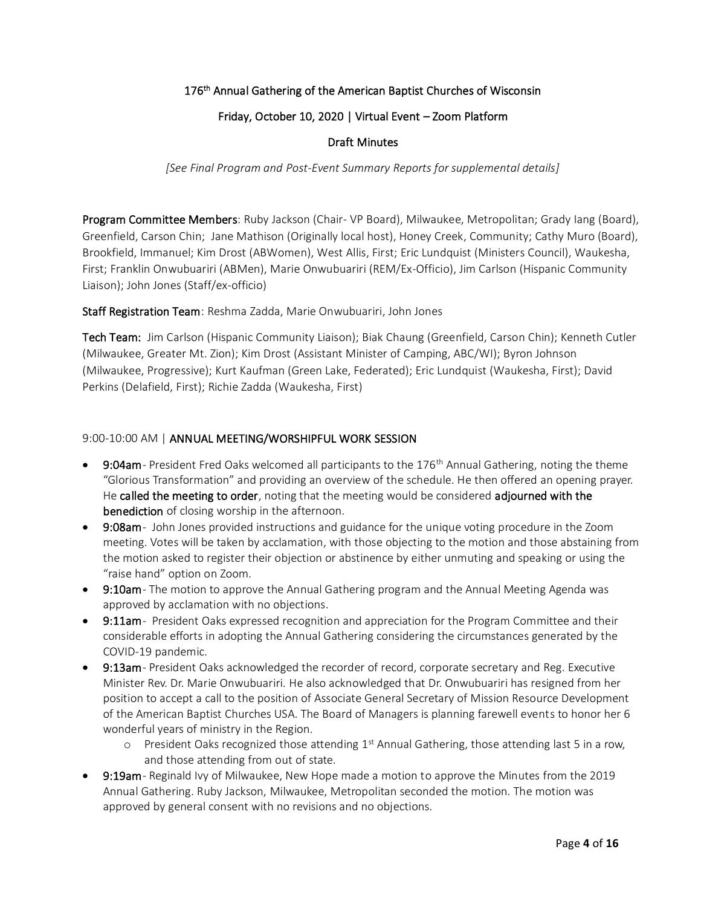176th Annual Gathering of the American Baptist Churches of Wisconsin

Friday, October 10, 2020 | Virtual Event – Zoom Platform

Draft Minutes

*[See Final Program and Post-Event Summary Reports for supplemental details]*

**Program Committee Members**: Ruby Jackson (Chair- VP Board), Milwaukee, Metropolitan; Grady Iang (Board), Greenfield, Carson Chin; Jane Mathison (Originally local host), Honey Creek, Community; Cathy Muro (Board), Brookfield, Immanuel; Kim Drost (ABWomen), West Allis, First; Eric Lundquist (Ministers Council), Waukesha, First; Franklin Onwubuariri (ABMen), Marie Onwubuariri (REM/Ex-Officio), Jim Carlson (Hispanic Community Liaison); John Jones (Staff/ex-officio)

**Staff Registration Team**: Reshma Zadda, Marie Onwubuariri, John Jones

**Tech Team:** Jim Carlson (Hispanic Community Liaison); Biak Chaung (Greenfield, Carson Chin); Kenneth Cutler (Milwaukee, Greater Mt. Zion); Kim Drost (Assistant Minister of Camping, ABC/WI); Byron Johnson (Milwaukee, Progressive); Kurt Kaufman (Green Lake, Federated); Eric Lundquist (Waukesha, First); David Perkins (Delafield, First); Richie Zadda (Waukesha, First)

9:00-10:00 AM | **ANNUAL MEETING/WORSHIPFUL WORK SESSION**

- **9:04am**- President Fred Oaks welcomed all participants to the 176th Annual Gathering, noting the theme "Glorious Transformation" and providing an overview of the schedule. He then offered an opening prayer. He **called the meeting to order**, noting that the meeting would be considered **adjourned with the benediction** of closing worship in the afternoon.
- **9:08am**- John Jones provided instructions and guidance for the unique voting procedure in the Zoom meeting. Votes will be taken by acclamation, with those objecting to the motion and those abstaining from the motion asked to register their objection or abstinence by either unmuting and speaking or using the "raise hand" option on Zoom.
- **9:10am**- The motion to approve the Annual Gathering program and the Annual Meeting Agenda was approved by acclamation with no objections.
- **9:11am**- President Oaks expressed recognition and appreciation for the Program Committee and their considerable efforts in adopting the Annual Gathering considering the circumstances generated by the COVID-19 pandemic.
- **9:13am**- President Oaks acknowledged the recorder of record, corporate secretary and Reg. Executive Minister Rev. Dr. Marie Onwubuariri. He also acknowledged that Dr. Onwubuariri has resigned from her position to accept a call to the position of Associate General Secretary of Mission Resource Development of the American Baptist Churches USA. The Board of Managers is planning farewell events to honor her 6 wonderful years of ministry in the Region.
  - President Oaks recognized those attending 1st Annual Gathering, those attending last 5 in a row, and those attending from out of state.
- **9:19am**- Reginald Ivy of Milwaukee, New Hope made a motion to approve the Minutes from the 2019 Annual Gathering. Ruby Jackson, Milwaukee, Metropolitan seconded the motion. The motion was approved by general consent with no revisions and no objections.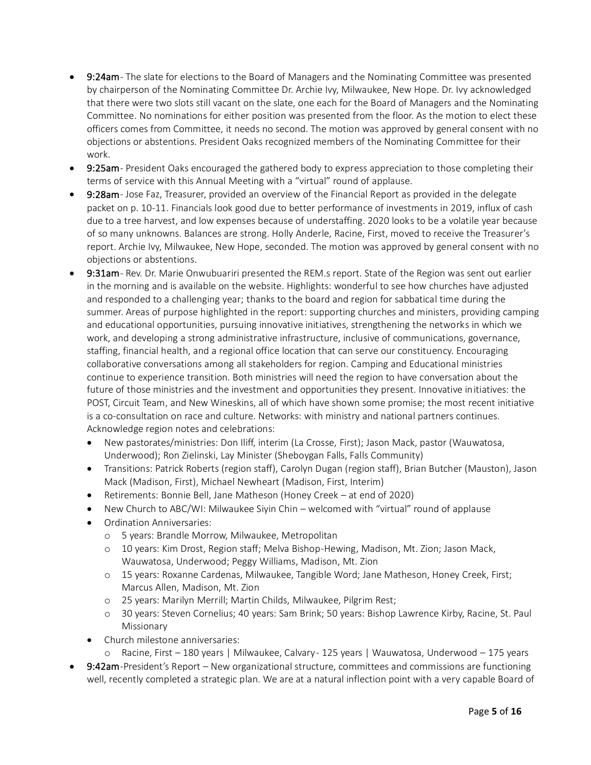- **9:24am**- The slate for elections to the Board of Managers and the Nominating Committee was presented by chairperson of the Nominating Committee Dr. Archie Ivy, Milwaukee, New Hope. Dr. Ivy acknowledged that there were two slots still vacant on the slate, one each for the Board of Managers and the Nominating Committee. No nominations for either position was presented from the floor. As the motion to elect these officers comes from Committee, it needs no second. The motion was approved by general consent with no objections or abstentions. President Oaks recognized members of the Nominating Committee for their work.
- **9:25am**- President Oaks encouraged the gathered body to express appreciation to those completing their terms of service with this Annual Meeting with a "virtual" round of applause.
- **9:28am**- Jose Faz, Treasurer, provided an overview of the Financial Report as provided in the delegate packet on p. 10-11. Financials look good due to better performance of investments in 2019, influx of cash due to a tree harvest, and low expenses because of understaffing. 2020 looks to be a volatile year because of so many unknowns. Balances are strong. Holly Anderle, Racine, First, moved to receive the Treasurer's report. Archie Ivy, Milwaukee, New Hope, seconded. The motion was approved by general consent with no objections or abstentions.
- **9:31am**- Rev. Dr. Marie Onwubuariri presented the REM.s report. State of the Region was sent out earlier in the morning and is available on the website. Highlights: wonderful to see how churches have adjusted and responded to a challenging year; thanks to the board and region for sabbatical time during the summer. Areas of purpose highlighted in the report: supporting churches and ministers, providing camping and educational opportunities, pursuing innovative initiatives, strengthening the networks in which we work, and developing a strong administrative infrastructure, inclusive of communications, governance, staffing, financial health, and a regional office location that can serve our constituency. Encouraging collaborative conversations among all stakeholders for region. Camping and Educational ministries continue to experience transition. Both ministries will need the region to have conversation about the future of those ministries and the investment and opportunities they present. Innovative initiatives: the POST, Circuit Team, and New Wineskins, all of which have shown some promise; the most recent initiative is a co-consultation on race and culture. Networks: with ministry and national partners continues. Acknowledge region notes and celebrations:
  - New pastorates/ministries: Don Iliff, interim (La Crosse, First); Jason Mack, pastor (Wauwatosa, Underwood); Ron Zielinski, Lay Minister (Sheboygan Falls, Falls Community)
  - Transitions: Patrick Roberts (region staff), Carolyn Dugan (region staff), Brian Butcher (Mauston), Jason Mack (Madison, First), Michael Newheart (Madison, First, Interim)
  - Retirements: Bonnie Bell, Jane Matheson (Honey Creek – at end of 2020)
  - New Church to ABC/WI: Milwaukee Siyin Chin – welcomed with "virtual" round of applause
  - Ordination Anniversaries:
    - 5 years: Brandle Morrow, Milwaukee, Metropolitan
    - 10 years: Kim Drost, Region staff; Melva Bishop-Hewing, Madison, Mt. Zion; Jason Mack, Wauwatosa, Underwood; Peggy Williams, Madison, Mt. Zion
    - 15 years: Roxanne Cardenas, Milwaukee, Tangible Word; Jane Matheson, Honey Creek, First; Marcus Allen, Madison, Mt. Zion
    - 25 years: Marilyn Merrill; Martin Childs, Milwaukee, Pilgrim Rest;
    - 30 years: Steven Cornelius; 40 years: Sam Brink; 50 years: Bishop Lawrence Kirby, Racine, St. Paul Missionary
  - Church milestone anniversaries:
    - Racine, First – 180 years | Milwaukee, Calvary- 125 years | Wauwatosa, Underwood – 175 years
- **9:42am**-President's Report – New organizational structure, committees and commissions are functioning well, recently completed a strategic plan. We are at a natural inflection point with a very capable Board of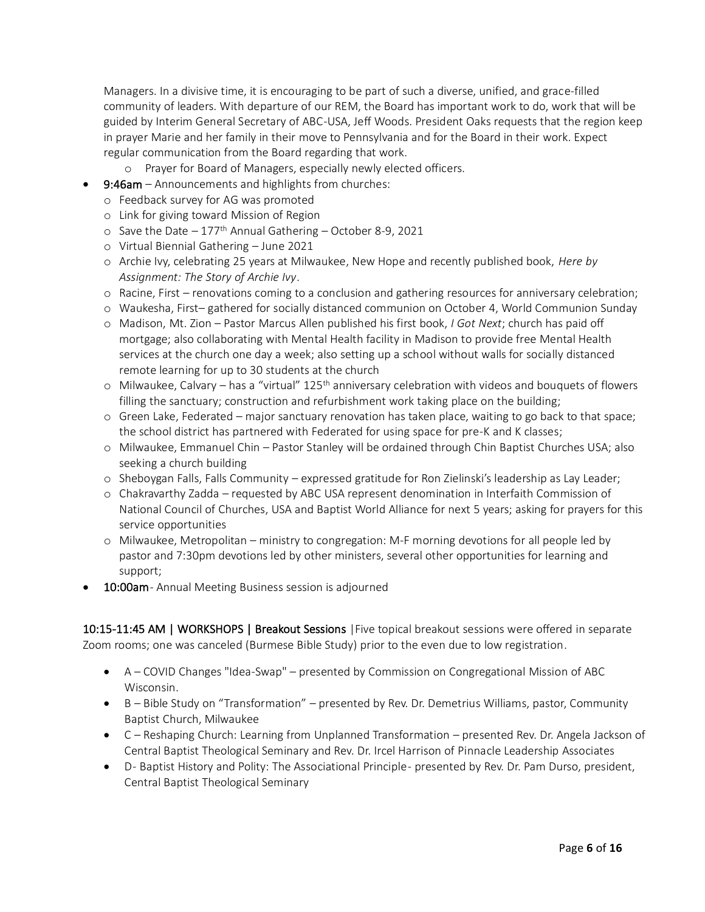Managers. In a divisive time, it is encouraging to be part of such a diverse, unified, and grace-filled community of leaders. With departure of our REM, the Board has important work to do, work that will be guided by Interim General Secretary of ABC-USA, Jeff Woods. President Oaks requests that the region keep in prayer Marie and her family in their move to Pennsylvania and for the Board in their work. Expect regular communication from the Board regarding that work.

  - Prayer for Board of Managers, especially newly elected officers.

- **9:46am** – Announcements and highlights from churches:
  - Feedback survey for AG was promoted
  - Link for giving toward Mission of Region
  - Save the Date – 177th Annual Gathering – October 8-9, 2021
  - Virtual Biennial Gathering – June 2021
  - Archie Ivy, celebrating 25 years at Milwaukee, New Hope and recently published book, *Here by Assignment: The Story of Archie Ivy*.
  - Racine, First – renovations coming to a conclusion and gathering resources for anniversary celebration;
  - Waukesha, First– gathered for socially distanced communion on October 4, World Communion Sunday
  - Madison, Mt. Zion – Pastor Marcus Allen published his first book, *I Got Next*; church has paid off mortgage; also collaborating with Mental Health facility in Madison to provide free Mental Health services at the church one day a week; also setting up a school without walls for socially distanced remote learning for up to 30 students at the church
  - Milwaukee, Calvary – has a "virtual" 125th anniversary celebration with videos and bouquets of flowers filling the sanctuary; construction and refurbishment work taking place on the building;
  - Green Lake, Federated – major sanctuary renovation has taken place, waiting to go back to that space; the school district has partnered with Federated for using space for pre-K and K classes;
  - Milwaukee, Emmanuel Chin – Pastor Stanley will be ordained through Chin Baptist Churches USA; also seeking a church building
  - Sheboygan Falls, Falls Community – expressed gratitude for Ron Zielinski's leadership as Lay Leader;
  - Chakravarthy Zadda – requested by ABC USA represent denomination in Interfaith Commission of National Council of Churches, USA and Baptist World Alliance for next 5 years; asking for prayers for this service opportunities
  - Milwaukee, Metropolitan – ministry to congregation: M-F morning devotions for all people led by pastor and 7:30pm devotions led by other ministers, several other opportunities for learning and support;
- **10:00am**- Annual Meeting Business session is adjourned

**10:15-11:45 AM | WORKSHOPS | Breakout Sessions** |Five topical breakout sessions were offered in separate Zoom rooms; one was canceled (Burmese Bible Study) prior to the even due to low registration.

- A – COVID Changes "Idea-Swap" – presented by Commission on Congregational Mission of ABC Wisconsin.
- B – Bible Study on "Transformation" – presented by Rev. Dr. Demetrius Williams, pastor, Community Baptist Church, Milwaukee
- C – Reshaping Church: Learning from Unplanned Transformation – presented Rev. Dr. Angela Jackson of Central Baptist Theological Seminary and Rev. Dr. Ircel Harrison of Pinnacle Leadership Associates
- D- Baptist History and Polity: The Associational Principle- presented by Rev. Dr. Pam Durso, president, Central Baptist Theological Seminary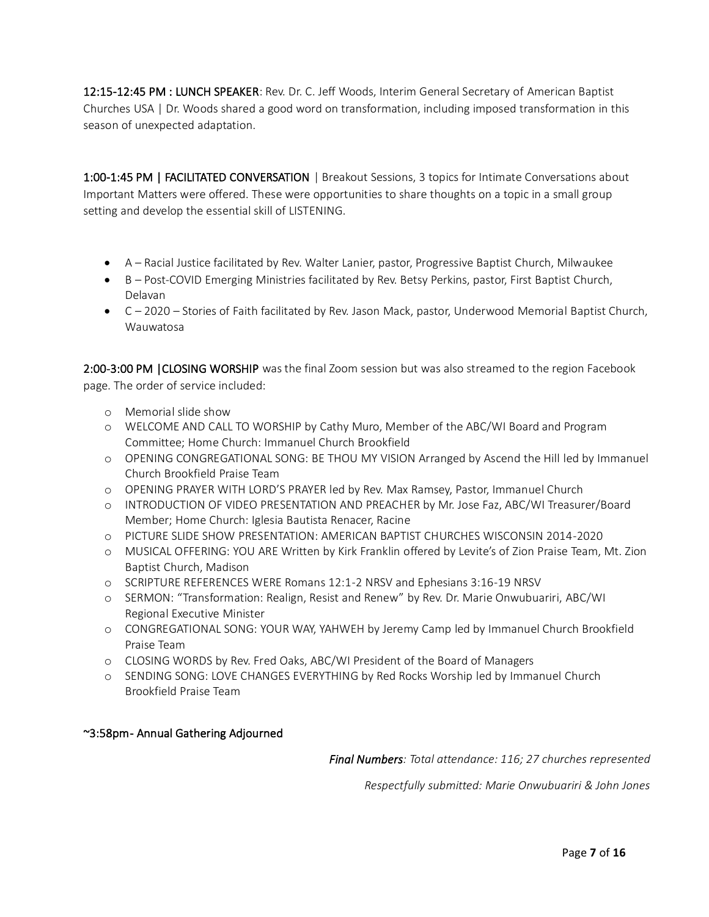**12:15-12:45 PM : LUNCH SPEAKER**: Rev. Dr. C. Jeff Woods, Interim General Secretary of American Baptist Churches USA | Dr. Woods shared a good word on transformation, including imposed transformation in this season of unexpected adaptation.

**1:00-1:45 PM | FACILITATED CONVERSATION** | Breakout Sessions, 3 topics for Intimate Conversations about Important Matters were offered. These were opportunities to share thoughts on a topic in a small group setting and develop the essential skill of LISTENING.

- A – Racial Justice facilitated by Rev. Walter Lanier, pastor, Progressive Baptist Church, Milwaukee
- B – Post-COVID Emerging Ministries facilitated by Rev. Betsy Perkins, pastor, First Baptist Church, Delavan
- C – 2020 – Stories of Faith facilitated by Rev. Jason Mack, pastor, Underwood Memorial Baptist Church, Wauwatosa

**2:00-3:00 PM |CLOSING WORSHIP** was the final Zoom session but was also streamed to the region Facebook page. The order of service included:

- Memorial slide show
- WELCOME AND CALL TO WORSHIP by Cathy Muro, Member of the ABC/WI Board and Program Committee; Home Church: Immanuel Church Brookfield
- OPENING CONGREGATIONAL SONG: BE THOU MY VISION Arranged by Ascend the Hill led by Immanuel Church Brookfield Praise Team
- OPENING PRAYER WITH LORD'S PRAYER led by Rev. Max Ramsey, Pastor, Immanuel Church
- INTRODUCTION OF VIDEO PRESENTATION AND PREACHER by Mr. Jose Faz, ABC/WI Treasurer/Board Member; Home Church: Iglesia Bautista Renacer, Racine
- PICTURE SLIDE SHOW PRESENTATION: AMERICAN BAPTIST CHURCHES WISCONSIN 2014-2020
- MUSICAL OFFERING: YOU ARE Written by Kirk Franklin offered by Levite's of Zion Praise Team, Mt. Zion Baptist Church, Madison
- SCRIPTURE REFERENCES WERE Romans 12:1-2 NRSV and Ephesians 3:16-19 NRSV
- SERMON: "Transformation: Realign, Resist and Renew" by Rev. Dr. Marie Onwubuariri, ABC/WI Regional Executive Minister
- CONGREGATIONAL SONG: YOUR WAY, YAHWEH by Jeremy Camp led by Immanuel Church Brookfield Praise Team
- CLOSING WORDS by Rev. Fred Oaks, ABC/WI President of the Board of Managers
- SENDING SONG: LOVE CHANGES EVERYTHING by Red Rocks Worship led by Immanuel Church Brookfield Praise Team

~3:58pm- Annual Gathering Adjourned

***Final Numbers****: Total attendance: 116; 27 churches represented*

*Respectfully submitted: Marie Onwubuariri & John Jones*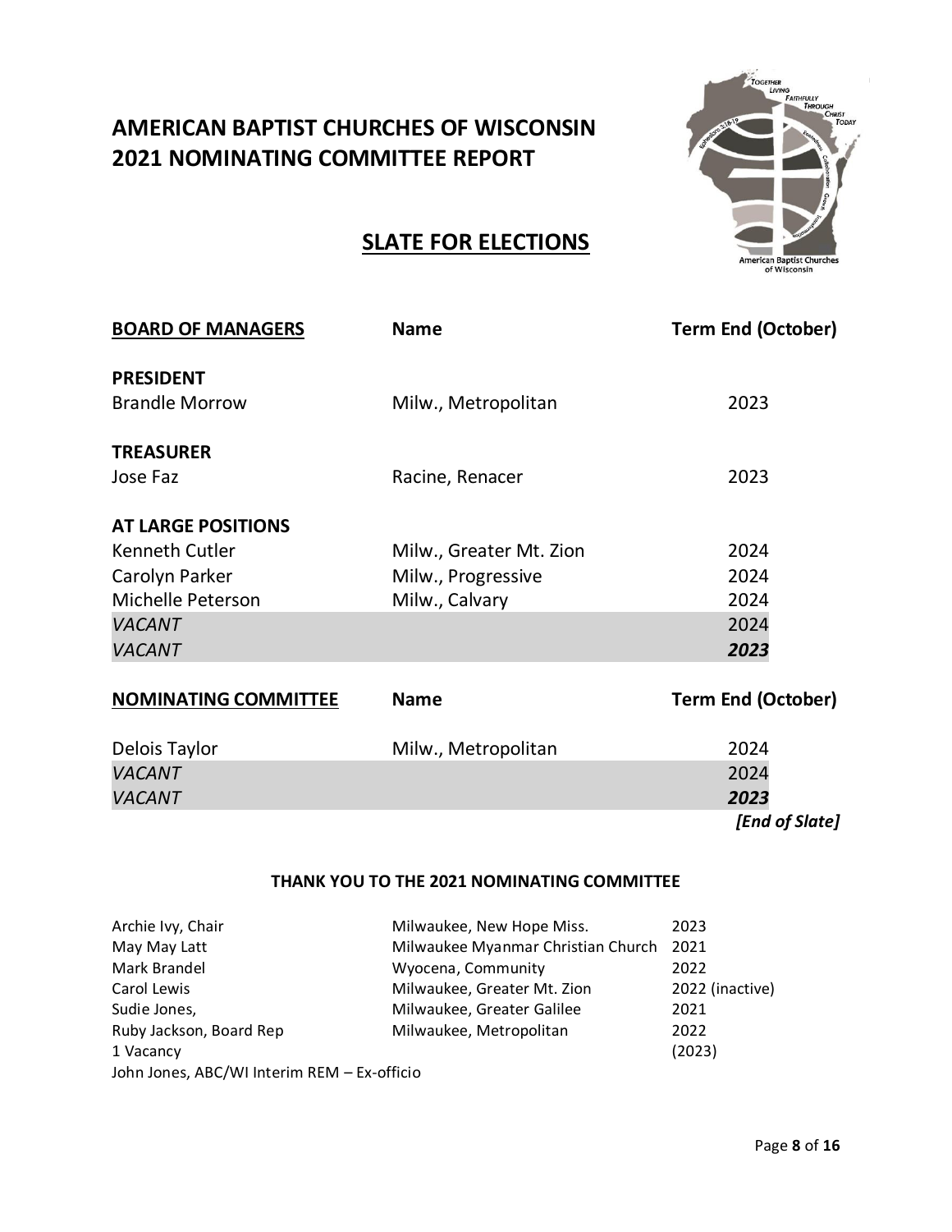# AMERICAN BAPTIST CHURCHES OF WISCONSIN
# 2021 NOMINATING COMMITTEE REPORT

## SLATE FOR ELECTIONS

| BOARD OF MANAGERS | Name | Term End (October) |
|---|---|---|
| **PRESIDENT** | | |
| Brandle Morrow | Milw., Metropolitan | 2023 |
| **TREASURER** | | |
| Jose Faz | Racine, Renacer | 2023 |
| **AT LARGE POSITIONS** | | |
| Kenneth Cutler | Milw., Greater Mt. Zion | 2024 |
| Carolyn Parker | Milw., Progressive | 2024 |
| Michelle Peterson | Milw., Calvary | 2024 |
| *VACANT* | | 2024 |
| *VACANT* | | ***2023*** |

| NOMINATING COMMITTEE | Name | Term End (October) |
|---|---|---|
| Delois Taylor | Milw., Metropolitan | 2024 |
| *VACANT* | | 2024 |
| *VACANT* | | ***2023*** |

***[End of Slate]***

### THANK YOU TO THE 2021 NOMINATING COMMITTEE

| | | |
|---|---|---|
| Archie Ivy, Chair | Milwaukee, New Hope Miss. | 2023 |
| May May Latt | Milwaukee Myanmar Christian Church | 2021 |
| Mark Brandel | Wyocena, Community | 2022 |
| Carol Lewis | Milwaukee, Greater Mt. Zion | 2022 (inactive) |
| Sudie Jones, | Milwaukee, Greater Galilee | 2021 |
| Ruby Jackson, Board Rep | Milwaukee, Metropolitan | 2022 |
| 1 Vacancy | | (2023) |

John Jones, ABC/WI Interim REM – Ex-officio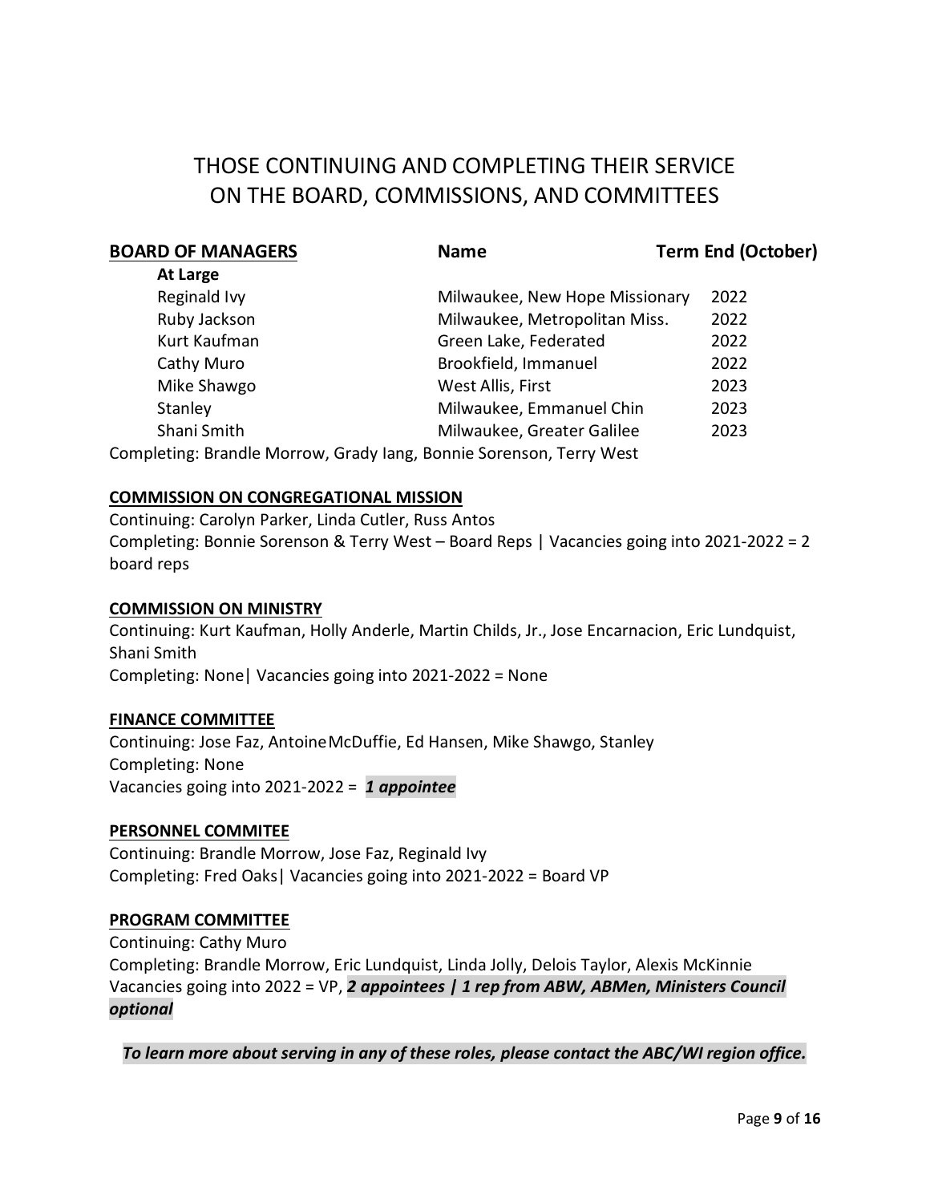# THOSE CONTINUING AND COMPLETING THEIR SERVICE ON THE BOARD, COMMISSIONS, AND COMMITTEES

| **BOARD OF MANAGERS** | **Name** | **Term End (October)** |
|---|---|---|
| **At Large** | | |
| Reginald Ivy | Milwaukee, New Hope Missionary | 2022 |
| Ruby Jackson | Milwaukee, Metropolitan Miss. | 2022 |
| Kurt Kaufman | Green Lake, Federated | 2022 |
| Cathy Muro | Brookfield, Immanuel | 2022 |
| Mike Shawgo | West Allis, First | 2023 |
| Stanley | Milwaukee, Emmanuel Chin | 2023 |
| Shani Smith | Milwaukee, Greater Galilee | 2023 |

Completing: Brandle Morrow, Grady Iang, Bonnie Sorenson, Terry West

## COMMISSION ON CONGREGATIONAL MISSION

Continuing: Carolyn Parker, Linda Cutler, Russ Antos
Completing: Bonnie Sorenson & Terry West – Board Reps | Vacancies going into 2021-2022 = 2 board reps

## COMMISSION ON MINISTRY

Continuing: Kurt Kaufman, Holly Anderle, Martin Childs, Jr., Jose Encarnacion, Eric Lundquist, Shani Smith
Completing: None| Vacancies going into 2021-2022 = None

## FINANCE COMMITTEE

Continuing: Jose Faz, Antoine McDuffie, Ed Hansen, Mike Shawgo, Stanley
Completing: None
Vacancies going into 2021-2022 = ***1 appointee***

## PERSONNEL COMMITEE

Continuing: Brandle Morrow, Jose Faz, Reginald Ivy
Completing: Fred Oaks| Vacancies going into 2021-2022 = Board VP

## PROGRAM COMMITTEE

Continuing: Cathy Muro
Completing: Brandle Morrow, Eric Lundquist, Linda Jolly, Delois Taylor, Alexis McKinnie
Vacancies going into 2022 = VP, ***2 appointees | 1 rep from ABW, ABMen, Ministers Council optional***

***To learn more about serving in any of these roles, please contact the ABC/WI region office.***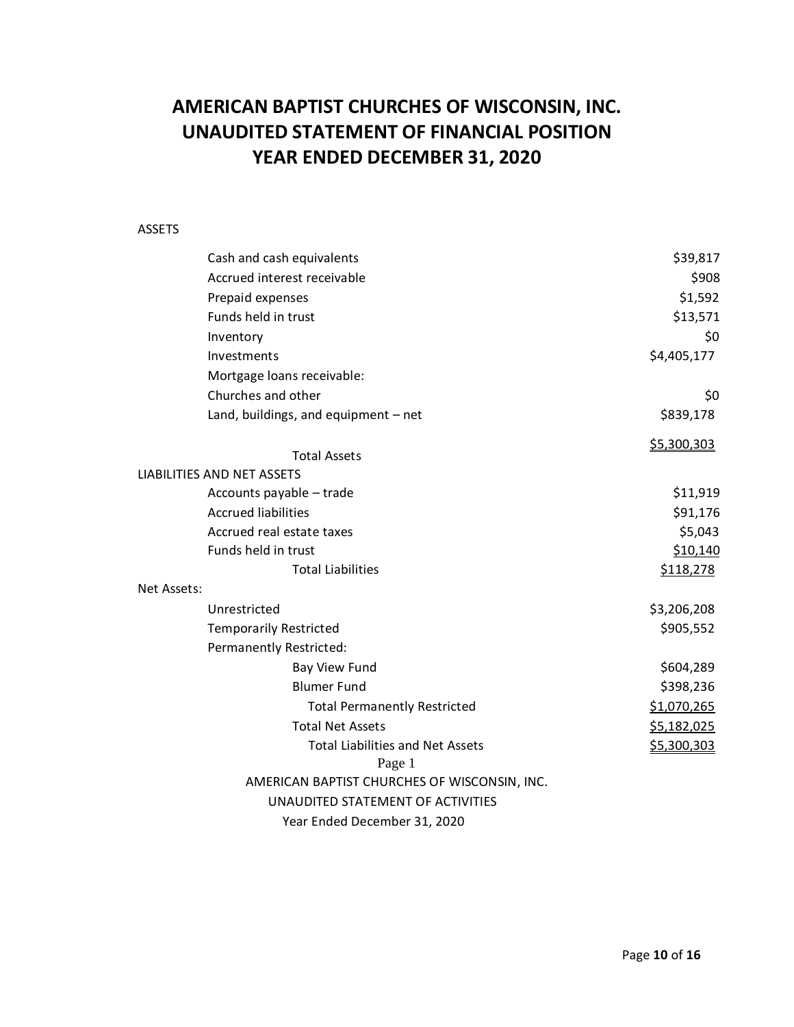# AMERICAN BAPTIST CHURCHES OF WISCONSIN, INC.
# UNAUDITED STATEMENT OF FINANCIAL POSITION
# YEAR ENDED DECEMBER 31, 2020

| | |
|---|---|
| **ASSETS** | |
| Cash and cash equivalents | $39,817 |
| Accrued interest receivable | $908 |
| Prepaid expenses | $1,592 |
| Funds held in trust | $13,571 |
| Inventory | $0 |
| Investments | $4,405,177 |
| Mortgage loans receivable: | |
| Churches and other | $0 |
| Land, buildings, and equipment – net | $839,178 |
| Total Assets | $5,300,303 |
| **LIABILITIES AND NET ASSETS** | |
| Accounts payable – trade | $11,919 |
| Accrued liabilities | $91,176 |
| Accrued real estate taxes | $5,043 |
| Funds held in trust | $10,140 |
| Total Liabilities | $118,278 |
| **Net Assets:** | |
| Unrestricted | $3,206,208 |
| Temporarily Restricted | $905,552 |
| Permanently Restricted: | |
| Bay View Fund | $604,289 |
| Blumer Fund | $398,236 |
| Total Permanently Restricted | $1,070,265 |
| Total Net Assets | $5,182,025 |
| Total Liabilities and Net Assets | $5,300,303 |

Page 1

AMERICAN BAPTIST CHURCHES OF WISCONSIN, INC.

UNAUDITED STATEMENT OF ACTIVITIES

Year Ended December 31, 2020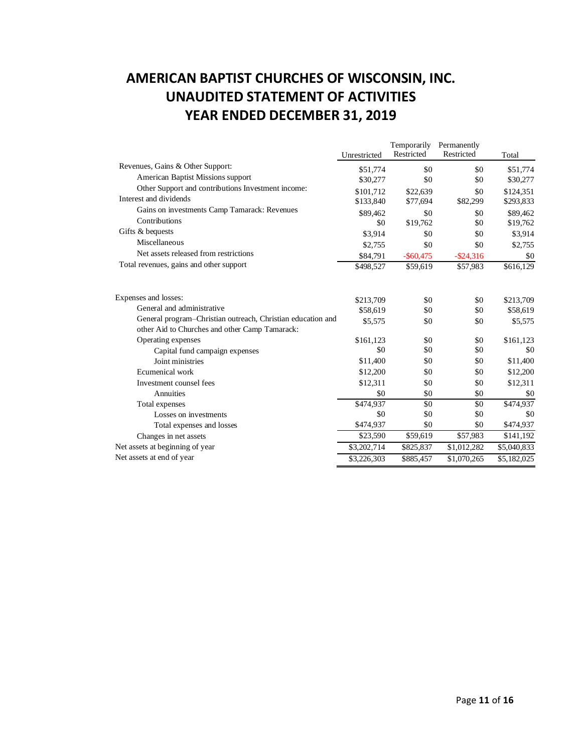# AMERICAN BAPTIST CHURCHES OF WISCONSIN, INC.
# UNAUDITED STATEMENT OF ACTIVITIES
# YEAR ENDED DECEMBER 31, 2019

| | Unrestricted | Temporarily Restricted | Permanently Restricted | Total |
|---|---|---|---|---|
| Revenues, Gains & Other Support: | $51,774 | $0 | $0 | $51,774 |
| American Baptist Missions support | $30,277 | $0 | $0 | $30,277 |
| Other Support and contributions Investment income: | $101,712 | $22,639 | $0 | $124,351 |
| Interest and dividends | $133,840 | $77,694 | $82,299 | $293,833 |
| Gains on investments Camp Tamarack: Revenues | $89,462 | $0 | $0 | $89,462 |
| Contributions | $0 | $19,762 | $0 | $19,762 |
| Gifts & bequests | $3,914 | $0 | $0 | $3,914 |
| Miscellaneous | $2,755 | $0 | $0 | $2,755 |
| Net assets released from restrictions | $84,791 | -$60,475 | -$24,316 | $0 |
| Total revenues, gains and other support | $498,527 | $59,619 | $57,983 | $616,129 |
| | | | | |
| Expenses and losses: | $213,709 | $0 | $0 | $213,709 |
| General and administrative | $58,619 | $0 | $0 | $58,619 |
| General program–Christian outreach, Christian education and other Aid to Churches and other Camp Tamarack: | $5,575 | $0 | $0 | $5,575 |
| Operating expenses | $161,123 | $0 | $0 | $161,123 |
| Capital fund campaign expenses | $0 | $0 | $0 | $0 |
| Joint ministries | $11,400 | $0 | $0 | $11,400 |
| Ecumenical work | $12,200 | $0 | $0 | $12,200 |
| Investment counsel fees | $12,311 | $0 | $0 | $12,311 |
| Annuities | $0 | $0 | $0 | $0 |
| Total expenses | $474,937 | $0 | $0 | $474,937 |
| Losses on investments | $0 | $0 | $0 | $0 |
| Total expenses and losses | $474,937 | $0 | $0 | $474,937 |
| Changes in net assets | $23,590 | $59,619 | $57,983 | $141,192 |
| Net assets at beginning of year | $3,202,714 | $825,837 | $1,012,282 | $5,040,833 |
| Net assets at end of year | $3,226,303 | $885,457 | $1,070,265 | $5,182,025 |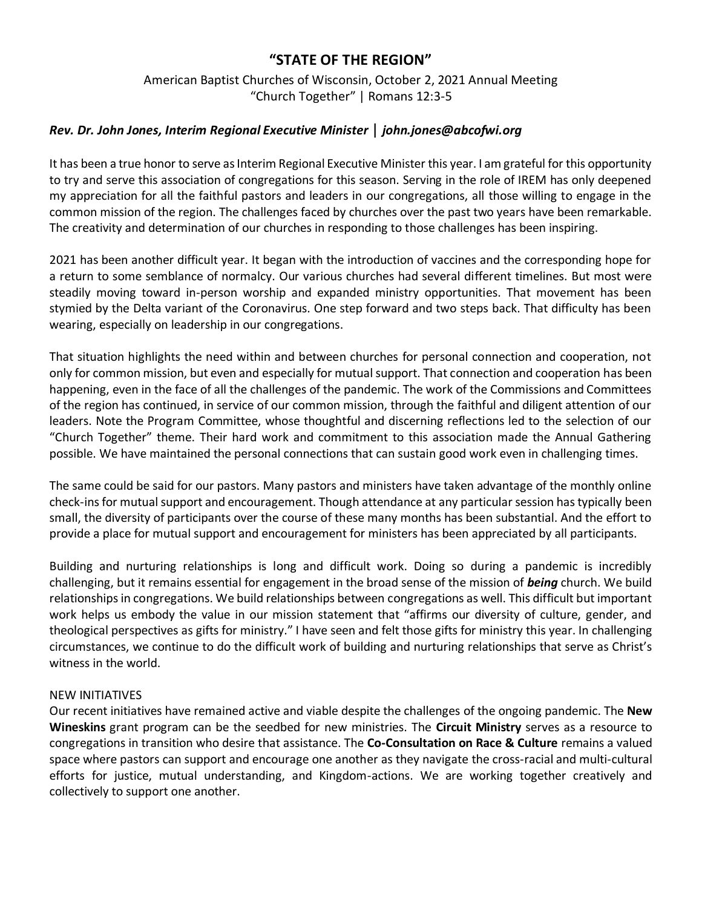# "STATE OF THE REGION"

American Baptist Churches of Wisconsin, October 2, 2021 Annual Meeting
"Church Together" | Romans 12:3-5

***Rev. Dr. John Jones, Interim Regional Executive Minister | john.jones@abcofwi.org***

It has been a true honor to serve as Interim Regional Executive Minister this year. I am grateful for this opportunity to try and serve this association of congregations for this season. Serving in the role of IREM has only deepened my appreciation for all the faithful pastors and leaders in our congregations, all those willing to engage in the common mission of the region. The challenges faced by churches over the past two years have been remarkable. The creativity and determination of our churches in responding to those challenges has been inspiring.

2021 has been another difficult year. It began with the introduction of vaccines and the corresponding hope for a return to some semblance of normalcy. Our various churches had several different timelines. But most were steadily moving toward in-person worship and expanded ministry opportunities. That movement has been stymied by the Delta variant of the Coronavirus. One step forward and two steps back. That difficulty has been wearing, especially on leadership in our congregations.

That situation highlights the need within and between churches for personal connection and cooperation, not only for common mission, but even and especially for mutual support. That connection and cooperation has been happening, even in the face of all the challenges of the pandemic. The work of the Commissions and Committees of the region has continued, in service of our common mission, through the faithful and diligent attention of our leaders. Note the Program Committee, whose thoughtful and discerning reflections led to the selection of our "Church Together" theme. Their hard work and commitment to this association made the Annual Gathering possible. We have maintained the personal connections that can sustain good work even in challenging times.

The same could be said for our pastors. Many pastors and ministers have taken advantage of the monthly online check-ins for mutual support and encouragement. Though attendance at any particular session has typically been small, the diversity of participants over the course of these many months has been substantial. And the effort to provide a place for mutual support and encouragement for ministers has been appreciated by all participants.

Building and nurturing relationships is long and difficult work. Doing so during a pandemic is incredibly challenging, but it remains essential for engagement in the broad sense of the mission of ***being*** church. We build relationships in congregations. We build relationships between congregations as well. This difficult but important work helps us embody the value in our mission statement that "affirms our diversity of culture, gender, and theological perspectives as gifts for ministry." I have seen and felt those gifts for ministry this year. In challenging circumstances, we continue to do the difficult work of building and nurturing relationships that serve as Christ's witness in the world.

NEW INITIATIVES

Our recent initiatives have remained active and viable despite the challenges of the ongoing pandemic. The **New Wineskins** grant program can be the seedbed for new ministries. The **Circuit Ministry** serves as a resource to congregations in transition who desire that assistance. The **Co-Consultation on Race & Culture** remains a valued space where pastors can support and encourage one another as they navigate the cross-racial and multi-cultural efforts for justice, mutual understanding, and Kingdom-actions. We are working together creatively and collectively to support one another.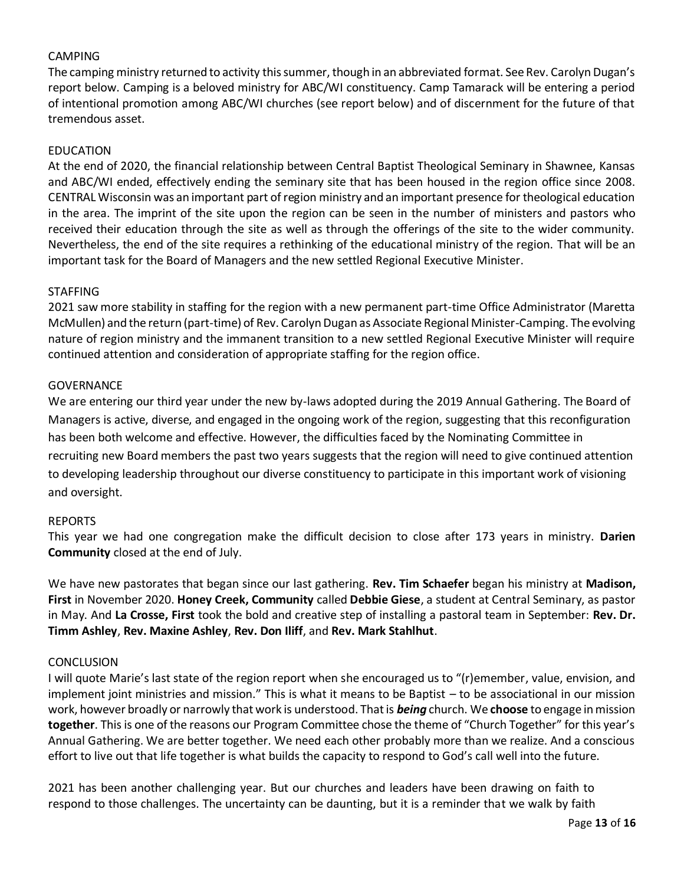## CAMPING

The camping ministry returned to activity this summer, though in an abbreviated format. See Rev. Carolyn Dugan's report below. Camping is a beloved ministry for ABC/WI constituency. Camp Tamarack will be entering a period of intentional promotion among ABC/WI churches (see report below) and of discernment for the future of that tremendous asset.

## EDUCATION

At the end of 2020, the financial relationship between Central Baptist Theological Seminary in Shawnee, Kansas and ABC/WI ended, effectively ending the seminary site that has been housed in the region office since 2008. CENTRAL Wisconsin was an important part of region ministry and an important presence for theological education in the area. The imprint of the site upon the region can be seen in the number of ministers and pastors who received their education through the site as well as through the offerings of the site to the wider community. Nevertheless, the end of the site requires a rethinking of the educational ministry of the region. That will be an important task for the Board of Managers and the new settled Regional Executive Minister.

## STAFFING

2021 saw more stability in staffing for the region with a new permanent part-time Office Administrator (Maretta McMullen) and the return (part-time) of Rev. Carolyn Dugan as Associate Regional Minister-Camping. The evolving nature of region ministry and the immanent transition to a new settled Regional Executive Minister will require continued attention and consideration of appropriate staffing for the region office.

## GOVERNANCE

We are entering our third year under the new by-laws adopted during the 2019 Annual Gathering. The Board of Managers is active, diverse, and engaged in the ongoing work of the region, suggesting that this reconfiguration has been both welcome and effective. However, the difficulties faced by the Nominating Committee in recruiting new Board members the past two years suggests that the region will need to give continued attention to developing leadership throughout our diverse constituency to participate in this important work of visioning and oversight.

## REPORTS

This year we had one congregation make the difficult decision to close after 173 years in ministry. **Darien Community** closed at the end of July.

We have new pastorates that began since our last gathering. **Rev. Tim Schaefer** began his ministry at **Madison, First** in November 2020. **Honey Creek, Community** called **Debbie Giese**, a student at Central Seminary, as pastor in May. And **La Crosse, First** took the bold and creative step of installing a pastoral team in September: **Rev. Dr. Timm Ashley**, **Rev. Maxine Ashley**, **Rev. Don Iliff**, and **Rev. Mark Stahlhut**.

## CONCLUSION

I will quote Marie's last state of the region report when she encouraged us to "(r)emember, value, envision, and implement joint ministries and mission." This is what it means to be Baptist – to be associational in our mission work, however broadly or narrowly that work is understood. That is ***being*** church. We **choose** to engage in mission **together**. This is one of the reasons our Program Committee chose the theme of "Church Together" for this year's Annual Gathering. We are better together. We need each other probably more than we realize. And a conscious effort to live out that life together is what builds the capacity to respond to God's call well into the future.

2021 has been another challenging year. But our churches and leaders have been drawing on faith to respond to those challenges. The uncertainty can be daunting, but it is a reminder that we walk by faith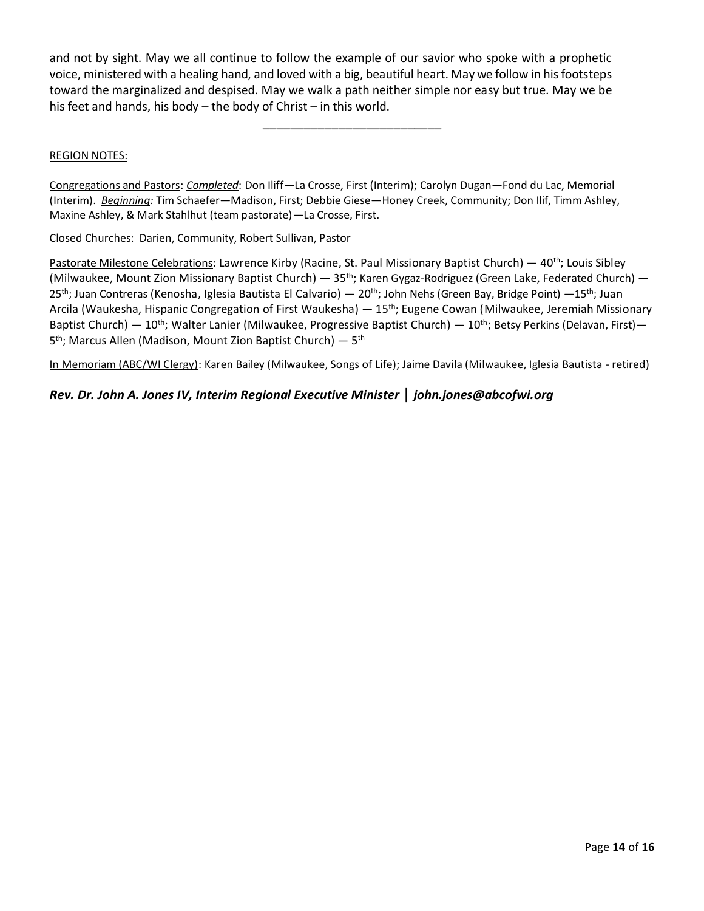and not by sight. May we all continue to follow the example of our savior who spoke with a prophetic voice, ministered with a healing hand, and loved with a big, beautiful heart. May we follow in his footsteps toward the marginalized and despised. May we walk a path neither simple nor easy but true. May we be his feet and hands, his body – the body of Christ – in this world.

---

REGION NOTES:

Congregations and Pastors: *Completed*: Don Iliff—La Crosse, First (Interim); Carolyn Dugan—Fond du Lac, Memorial (Interim). *Beginning:* Tim Schaefer—Madison, First; Debbie Giese—Honey Creek, Community; Don Ilif, Timm Ashley, Maxine Ashley, & Mark Stahlhut (team pastorate)—La Crosse, First.

Closed Churches: Darien, Community, Robert Sullivan, Pastor

Pastorate Milestone Celebrations: Lawrence Kirby (Racine, St. Paul Missionary Baptist Church) — 40th; Louis Sibley (Milwaukee, Mount Zion Missionary Baptist Church) — 35th; Karen Gygaz-Rodriguez (Green Lake, Federated Church) — 25th; Juan Contreras (Kenosha, Iglesia Bautista El Calvario) — 20th; John Nehs (Green Bay, Bridge Point) —15th; Juan Arcila (Waukesha, Hispanic Congregation of First Waukesha) — 15th; Eugene Cowan (Milwaukee, Jeremiah Missionary Baptist Church) — 10th; Walter Lanier (Milwaukee, Progressive Baptist Church) — 10th; Betsy Perkins (Delavan, First)— 5th; Marcus Allen (Madison, Mount Zion Baptist Church) — 5th

In Memoriam (ABC/WI Clergy): Karen Bailey (Milwaukee, Songs of Life); Jaime Davila (Milwaukee, Iglesia Bautista - retired)

***Rev. Dr. John A. Jones IV, Interim Regional Executive Minister | john.jones@abcofwi.org***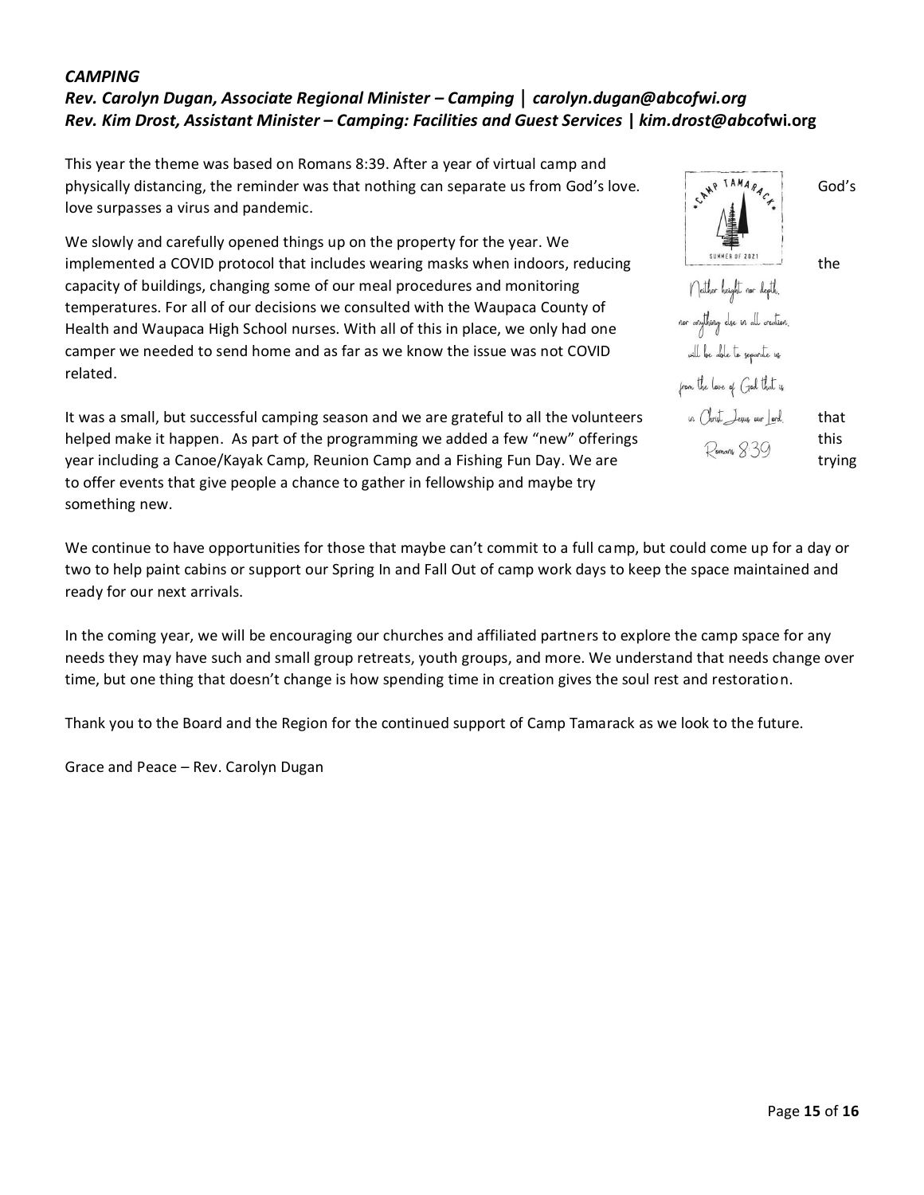### *CAMPING*

***Rev. Carolyn Dugan, Associate Regional Minister – Camping | carolyn.dugan@abcofwi.org***
***Rev. Kim Drost, Assistant Minister – Camping: Facilities and Guest Services | kim.drost@abcofwi.org***

This year the theme was based on Romans 8:39. After a year of virtual camp and physically distancing, the reminder was that nothing can separate us from God's love. God's love surpasses a virus and pandemic.

We slowly and carefully opened things up on the property for the year. We implemented a COVID protocol that includes wearing masks when indoors, reducing the capacity of buildings, changing some of our meal procedures and monitoring temperatures. For all of our decisions we consulted with the Waupaca County of Health and Waupaca High School nurses. With all of this in place, we only had one camper we needed to send home and as far as we know the issue was not COVID related.

It was a small, but successful camping season and we are grateful to all the volunteers that helped make it happen. As part of the programming we added a few "new" offerings this year including a Canoe/Kayak Camp, Reunion Camp and a Fishing Fun Day. We are trying to offer events that give people a chance to gather in fellowship and maybe try something new.

Camp Tamarack
Summer of 2021

Neither height nor depth, nor anything else in all creation, will be able to separate us from the love of God that is in Christ Jesus our Lord.
Romans 8:39

We continue to have opportunities for those that maybe can't commit to a full camp, but could come up for a day or two to help paint cabins or support our Spring In and Fall Out of camp work days to keep the space maintained and ready for our next arrivals.

In the coming year, we will be encouraging our churches and affiliated partners to explore the camp space for any needs they may have such and small group retreats, youth groups, and more. We understand that needs change over time, but one thing that doesn't change is how spending time in creation gives the soul rest and restoration.

Thank you to the Board and the Region for the continued support of Camp Tamarack as we look to the future.

Grace and Peace – Rev. Carolyn Dugan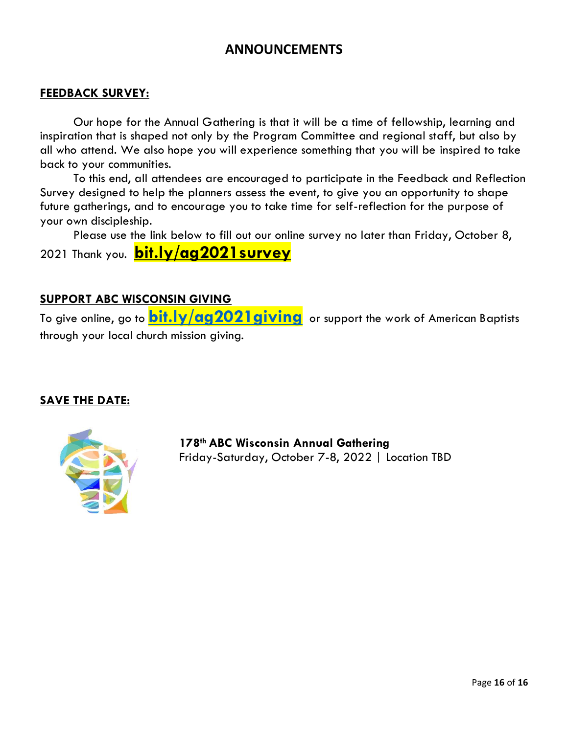# ANNOUNCEMENTS

## FEEDBACK SURVEY:

Our hope for the Annual Gathering is that it will be a time of fellowship, learning and inspiration that is shaped not only by the Program Committee and regional staff, but also by all who attend. We also hope you will experience something that you will be inspired to take back to your communities.

To this end, all attendees are encouraged to participate in the Feedback and Reflection Survey designed to help the planners assess the event, to give you an opportunity to shape future gatherings, and to encourage you to take time for self-reflection for the purpose of your own discipleship.

Please use the link below to fill out our online survey no later than Friday, October 8, 2021 Thank you. **bit.ly/ag2021survey**

## SUPPORT ABC WISCONSIN GIVING

To give online, go to **bit.ly/ag2021giving** or support the work of American Baptists through your local church mission giving.

## SAVE THE DATE:

**178th ABC Wisconsin Annual Gathering**
Friday-Saturday, October 7-8, 2022 | Location TBD